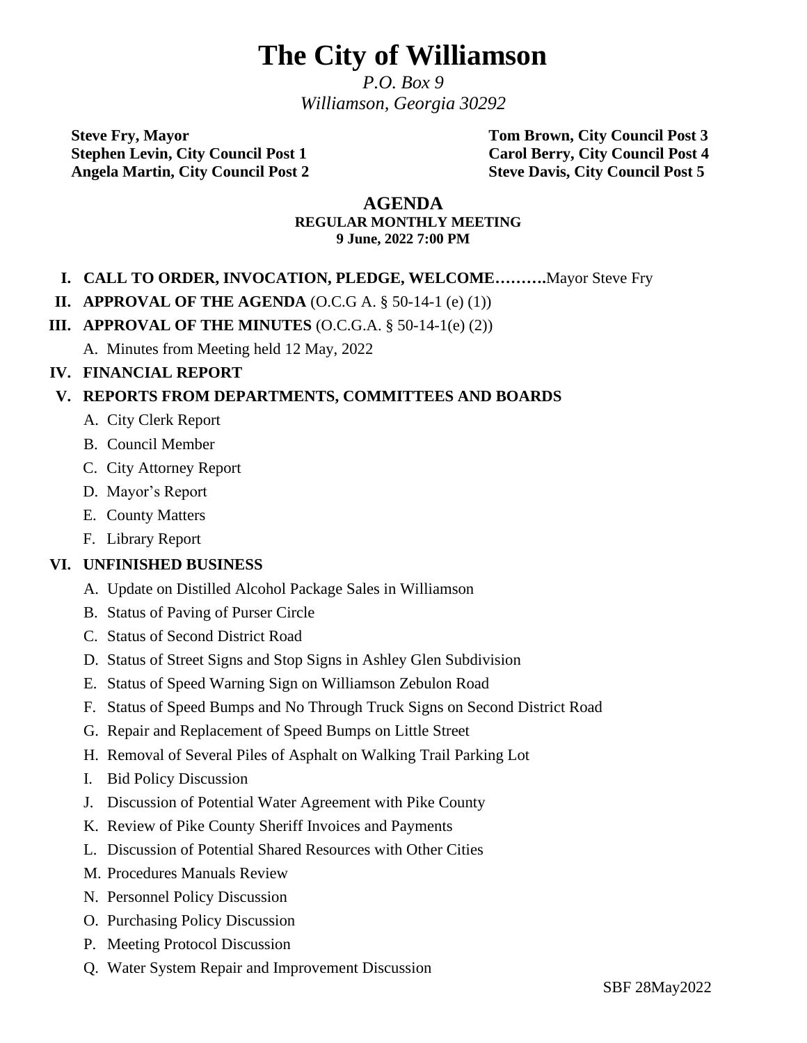# The City of Williamson

*P.O. Box 9*
*Williamson, Georgia 30292*

**Steve Fry, Mayor**
**Stephen Levin, City Council Post 1**
**Angela Martin, City Council Post 2**
**Tom Brown, City Council Post 3**
**Carol Berry, City Council Post 4**
**Steve Davis, City Council Post 5**

## AGENDA

**REGULAR MONTHLY MEETING**
**9 June, 2022 7:00 PM**

I. **CALL TO ORDER, INVOCATION, PLEDGE, WELCOME……….**Mayor Steve Fry

II. **APPROVAL OF THE AGENDA** (O.C.G A. § 50-14-1 (e) (1))

III. **APPROVAL OF THE MINUTES** (O.C.G.A. § 50-14-1(e) (2))

   A. Minutes from Meeting held 12 May, 2022

IV. **FINANCIAL REPORT**

V. **REPORTS FROM DEPARTMENTS, COMMITTEES AND BOARDS**

   A. City Clerk Report
   B. Council Member
   C. City Attorney Report
   D. Mayor's Report
   E. County Matters
   F. Library Report

VI. **UNFINISHED BUSINESS**

   A. Update on Distilled Alcohol Package Sales in Williamson
   B. Status of Paving of Purser Circle
   C. Status of Second District Road
   D. Status of Street Signs and Stop Signs in Ashley Glen Subdivision
   E. Status of Speed Warning Sign on Williamson Zebulon Road
   F. Status of Speed Bumps and No Through Truck Signs on Second District Road
   G. Repair and Replacement of Speed Bumps on Little Street
   H. Removal of Several Piles of Asphalt on Walking Trail Parking Lot
   I. Bid Policy Discussion
   J. Discussion of Potential Water Agreement with Pike County
   K. Review of Pike County Sheriff Invoices and Payments
   L. Discussion of Potential Shared Resources with Other Cities
   M. Procedures Manuals Review
   N. Personnel Policy Discussion
   O. Purchasing Policy Discussion
   P. Meeting Protocol Discussion
   Q. Water System Repair and Improvement Discussion

SBF 28May2022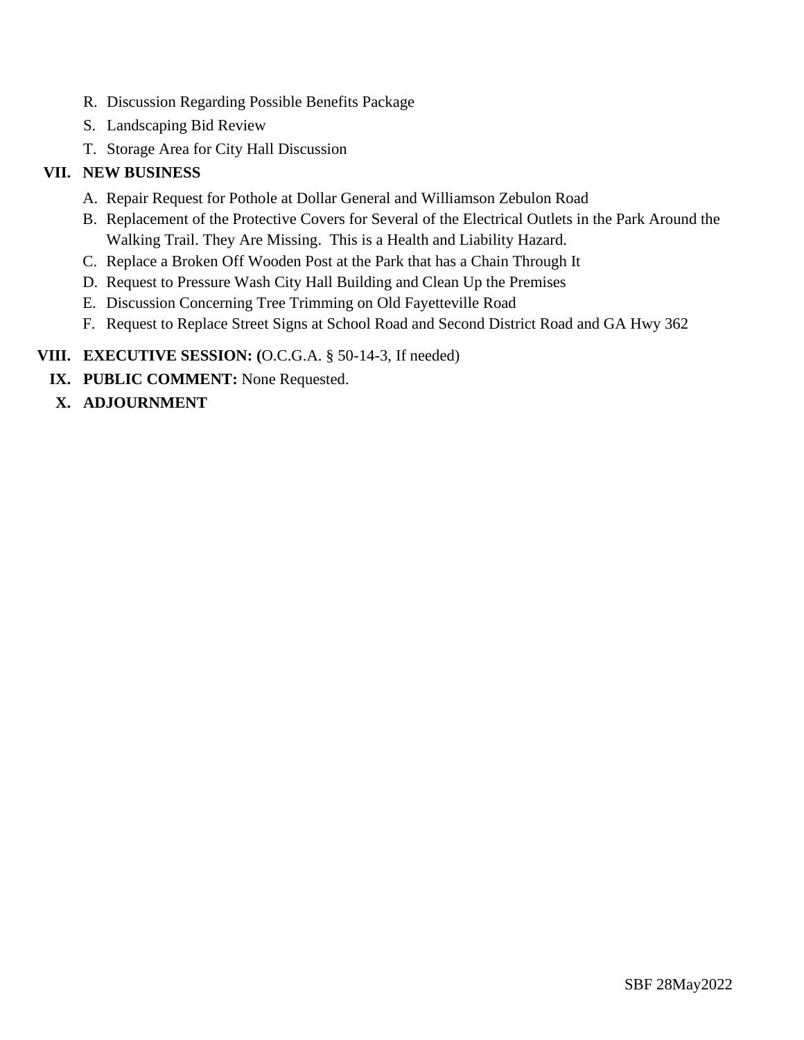R. Discussion Regarding Possible Benefits Package

S. Landscaping Bid Review

T. Storage Area for City Hall Discussion

**VII. NEW BUSINESS**

A. Repair Request for Pothole at Dollar General and Williamson Zebulon Road

B. Replacement of the Protective Covers for Several of the Electrical Outlets in the Park Around the Walking Trail. They Are Missing. This is a Health and Liability Hazard.

C. Replace a Broken Off Wooden Post at the Park that has a Chain Through It

D. Request to Pressure Wash City Hall Building and Clean Up the Premises

E. Discussion Concerning Tree Trimming on Old Fayetteville Road

F. Request to Replace Street Signs at School Road and Second District Road and GA Hwy 362

**VIII. EXECUTIVE SESSION: (**O.C.G.A. § 50-14-3, If needed)

**IX. PUBLIC COMMENT:** None Requested.

**X. ADJOURNMENT**

SBF 28May2022